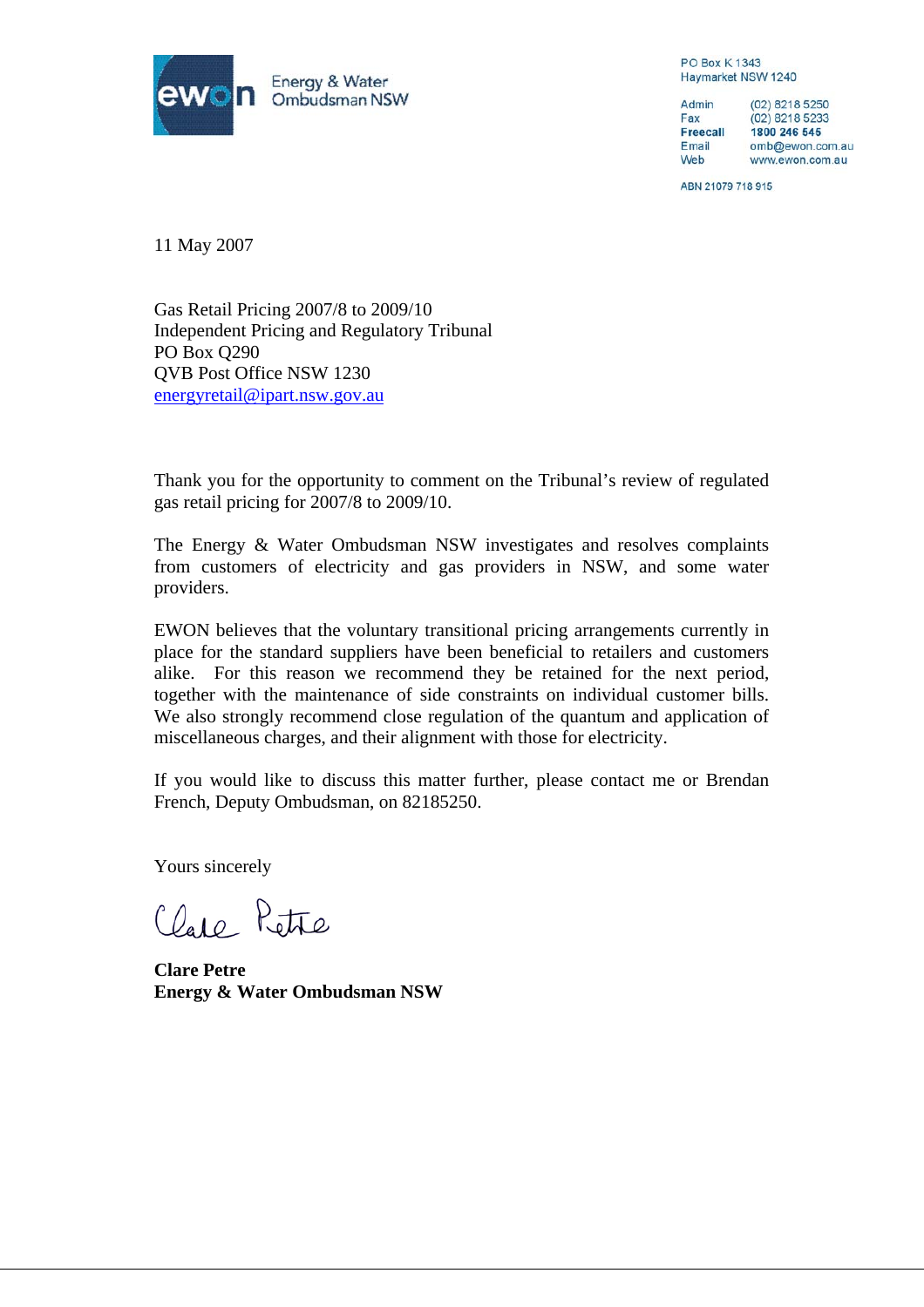Energy & Water Ombudsman NSW

PO Box K 1343
Haymarket NSW 1240

Admin (02) 8218 5250
Fax (02) 8218 5233
**Freecall 1800 246 545**
Email omb@ewon.com.au
Web www.ewon.com.au

ABN 21079 718 915

11 May 2007

Gas Retail Pricing 2007/8 to 2009/10
Independent Pricing and Regulatory Tribunal
PO Box Q290
QVB Post Office NSW 1230
energyretail@ipart.nsw.gov.au

Thank you for the opportunity to comment on the Tribunal's review of regulated gas retail pricing for 2007/8 to 2009/10.

The Energy & Water Ombudsman NSW investigates and resolves complaints from customers of electricity and gas providers in NSW, and some water providers.

EWON believes that the voluntary transitional pricing arrangements currently in place for the standard suppliers have been beneficial to retailers and customers alike. For this reason we recommend they be retained for the next period, together with the maintenance of side constraints on individual customer bills. We also strongly recommend close regulation of the quantum and application of miscellaneous charges, and their alignment with those for electricity.

If you would like to discuss this matter further, please contact me or Brendan French, Deputy Ombudsman, on 82185250.

Yours sincerely

Clare Petre

**Clare Petre**
**Energy & Water Ombudsman NSW**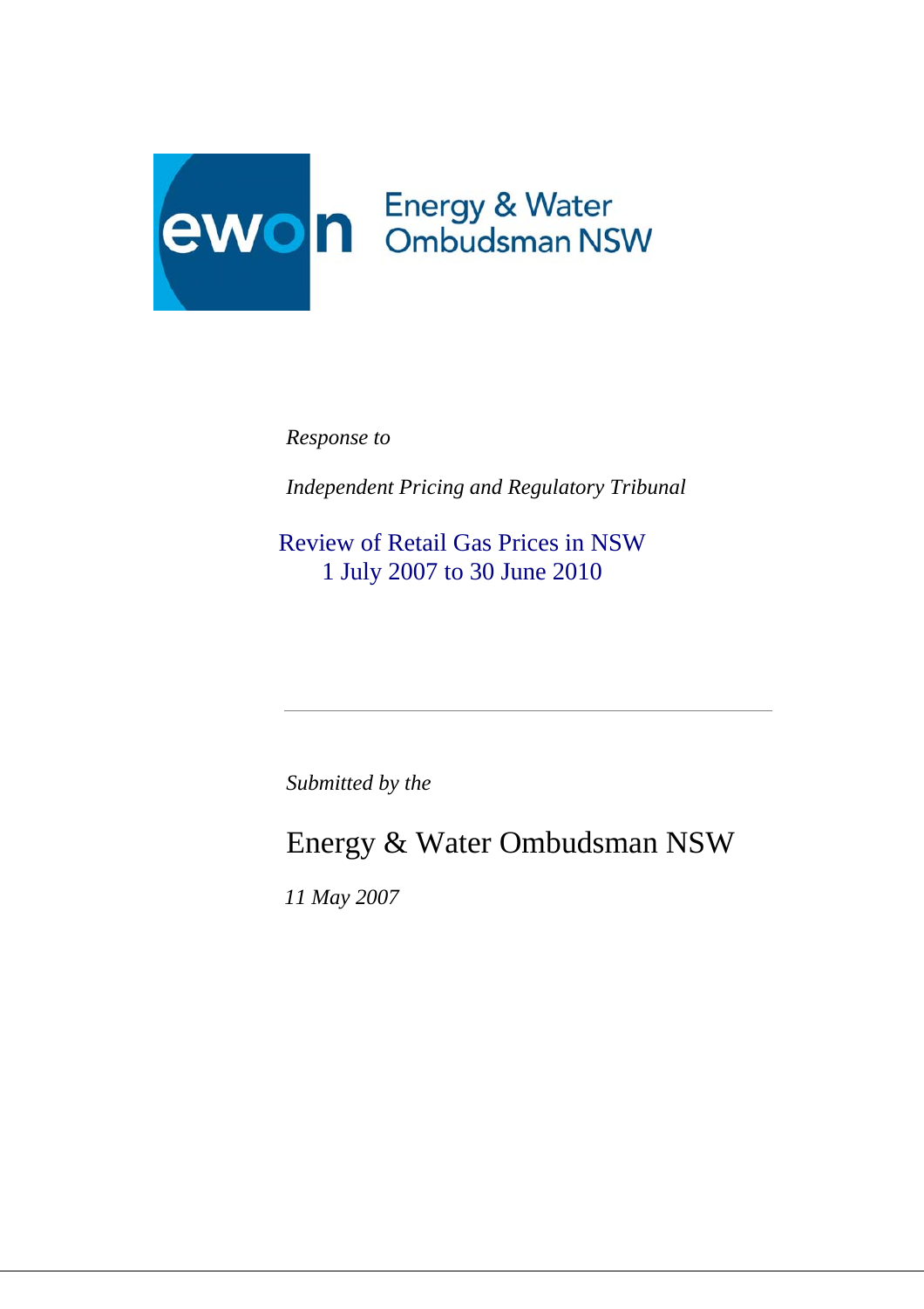ewon Energy & Water Ombudsman NSW

*Response to*

*Independent Pricing and Regulatory Tribunal*

Review of Retail Gas Prices in NSW
1 July 2007 to 30 June 2010

---

*Submitted by the*

Energy & Water Ombudsman NSW

*11 May 2007*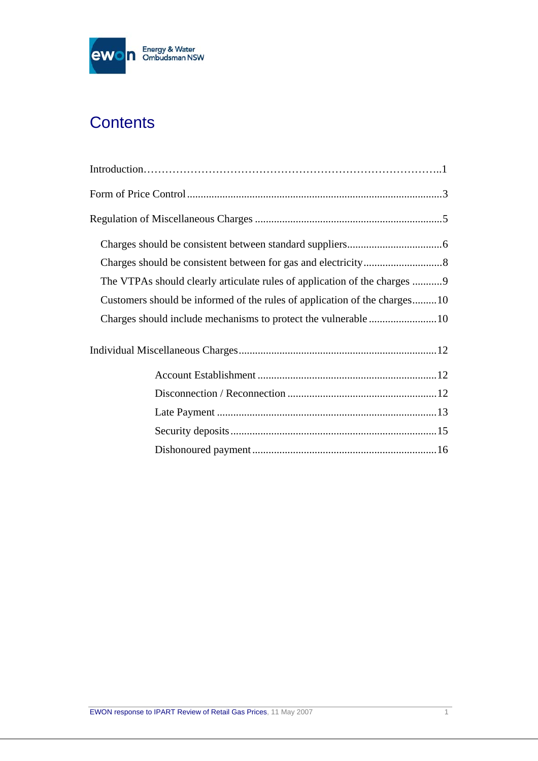# Contents

Introduction……………………………………………………………………………..1

Form of Price Control .............................................................................................3

Regulation of Miscellaneous Charges ....................................................................5

- Charges should be consistent between standard suppliers..................................6
- Charges should be consistent between for gas and electricity............................8
- The VTPAs should clearly articulate rules of application of the charges ...........9
- Customers should be informed of the rules of application of the charges.........10
- Charges should include mechanisms to protect the vulnerable .........................10

Individual Miscellaneous Charges........................................................................12

- Account Establishment .................................................................12
- Disconnection / Reconnection .......................................................12
- Late Payment ................................................................................13
- Security deposits...........................................................................15
- Dishonoured payment ...................................................................16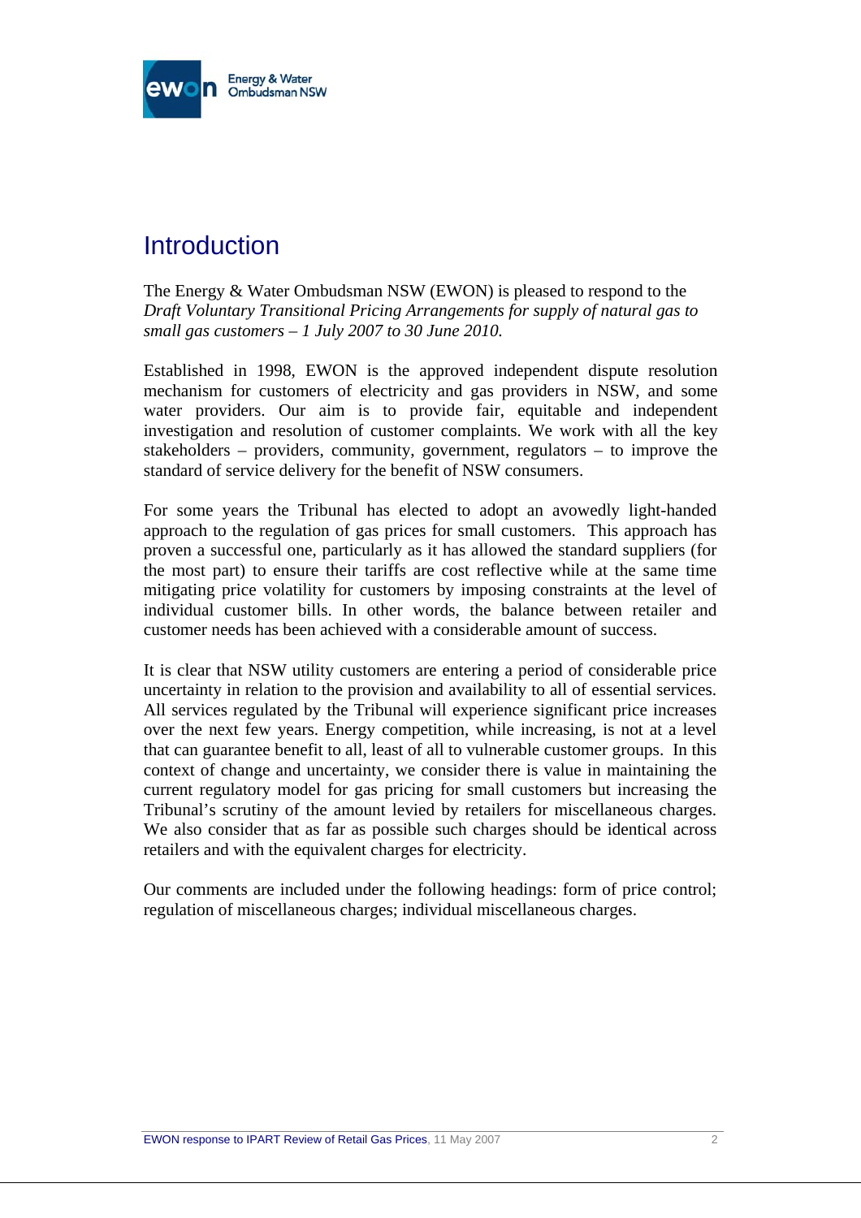# Introduction

The Energy & Water Ombudsman NSW (EWON) is pleased to respond to the *Draft Voluntary Transitional Pricing Arrangements for supply of natural gas to small gas customers – 1 July 2007 to 30 June 2010.*

Established in 1998, EWON is the approved independent dispute resolution mechanism for customers of electricity and gas providers in NSW, and some water providers. Our aim is to provide fair, equitable and independent investigation and resolution of customer complaints. We work with all the key stakeholders – providers, community, government, regulators – to improve the standard of service delivery for the benefit of NSW consumers.

For some years the Tribunal has elected to adopt an avowedly light-handed approach to the regulation of gas prices for small customers. This approach has proven a successful one, particularly as it has allowed the standard suppliers (for the most part) to ensure their tariffs are cost reflective while at the same time mitigating price volatility for customers by imposing constraints at the level of individual customer bills. In other words, the balance between retailer and customer needs has been achieved with a considerable amount of success.

It is clear that NSW utility customers are entering a period of considerable price uncertainty in relation to the provision and availability to all of essential services. All services regulated by the Tribunal will experience significant price increases over the next few years. Energy competition, while increasing, is not at a level that can guarantee benefit to all, least of all to vulnerable customer groups. In this context of change and uncertainty, we consider there is value in maintaining the current regulatory model for gas pricing for small customers but increasing the Tribunal's scrutiny of the amount levied by retailers for miscellaneous charges. We also consider that as far as possible such charges should be identical across retailers and with the equivalent charges for electricity.

Our comments are included under the following headings: form of price control; regulation of miscellaneous charges; individual miscellaneous charges.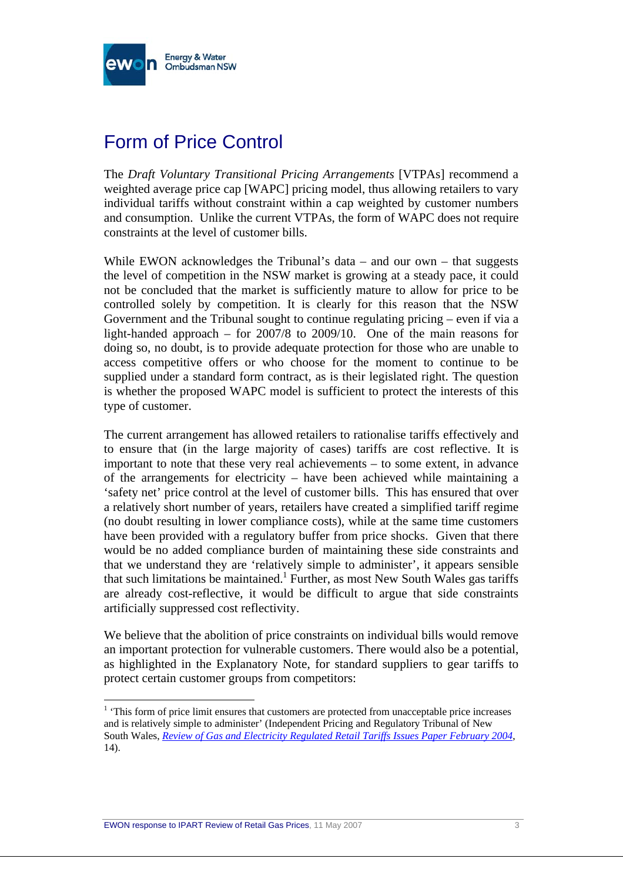# Form of Price Control

The *Draft Voluntary Transitional Pricing Arrangements* [VTPAs] recommend a weighted average price cap [WAPC] pricing model, thus allowing retailers to vary individual tariffs without constraint within a cap weighted by customer numbers and consumption. Unlike the current VTPAs, the form of WAPC does not require constraints at the level of customer bills.

While EWON acknowledges the Tribunal's data – and our own – that suggests the level of competition in the NSW market is growing at a steady pace, it could not be concluded that the market is sufficiently mature to allow for price to be controlled solely by competition. It is clearly for this reason that the NSW Government and the Tribunal sought to continue regulating pricing – even if via a light-handed approach – for 2007/8 to 2009/10. One of the main reasons for doing so, no doubt, is to provide adequate protection for those who are unable to access competitive offers or who choose for the moment to continue to be supplied under a standard form contract, as is their legislated right. The question is whether the proposed WAPC model is sufficient to protect the interests of this type of customer.

The current arrangement has allowed retailers to rationalise tariffs effectively and to ensure that (in the large majority of cases) tariffs are cost reflective. It is important to note that these very real achievements – to some extent, in advance of the arrangements for electricity – have been achieved while maintaining a 'safety net' price control at the level of customer bills. This has ensured that over a relatively short number of years, retailers have created a simplified tariff regime (no doubt resulting in lower compliance costs), while at the same time customers have been provided with a regulatory buffer from price shocks. Given that there would be no added compliance burden of maintaining these side constraints and that we understand they are 'relatively simple to administer', it appears sensible that such limitations be maintained.[1] Further, as most New South Wales gas tariffs are already cost-reflective, it would be difficult to argue that side constraints artificially suppressed cost reflectivity.

We believe that the abolition of price constraints on individual bills would remove an important protection for vulnerable customers. There would also be a potential, as highlighted in the Explanatory Note, for standard suppliers to gear tariffs to protect certain customer groups from competitors:

---

[1] 'This form of price limit ensures that customers are protected from unacceptable price increases and is relatively simple to administer' (Independent Pricing and Regulatory Tribunal of New South Wales, *Review of Gas and Electricity Regulated Retail Tariffs Issues Paper February 2004*, 14).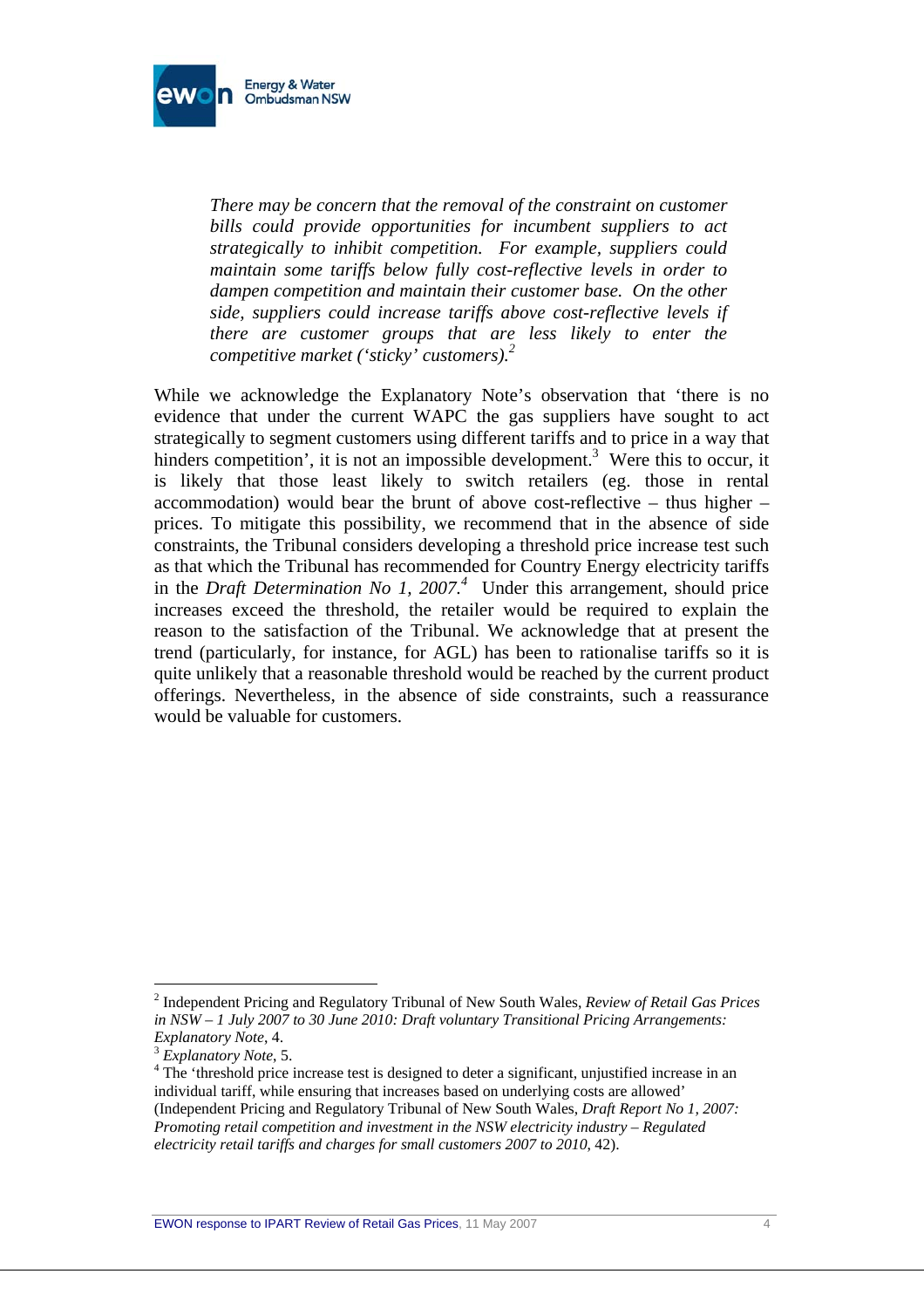> *There may be concern that the removal of the constraint on customer bills could provide opportunities for incumbent suppliers to act strategically to inhibit competition. For example, suppliers could maintain some tariffs below fully cost-reflective levels in order to dampen competition and maintain their customer base. On the other side, suppliers could increase tariffs above cost-reflective levels if there are customer groups that are less likely to enter the competitive market ('sticky' customers).*[2]

While we acknowledge the Explanatory Note's observation that 'there is no evidence that under the current WAPC the gas suppliers have sought to act strategically to segment customers using different tariffs and to price in a way that hinders competition', it is not an impossible development.[3] Were this to occur, it is likely that those least likely to switch retailers (eg. those in rental accommodation) would bear the brunt of above cost-reflective – thus higher – prices. To mitigate this possibility, we recommend that in the absence of side constraints, the Tribunal considers developing a threshold price increase test such as that which the Tribunal has recommended for Country Energy electricity tariffs in the *Draft Determination No 1, 2007.*[4] Under this arrangement, should price increases exceed the threshold, the retailer would be required to explain the reason to the satisfaction of the Tribunal. We acknowledge that at present the trend (particularly, for instance, for AGL) has been to rationalise tariffs so it is quite unlikely that a reasonable threshold would be reached by the current product offerings. Nevertheless, in the absence of side constraints, such a reassurance would be valuable for customers.

---

[2] Independent Pricing and Regulatory Tribunal of New South Wales, *Review of Retail Gas Prices in NSW – 1 July 2007 to 30 June 2010: Draft voluntary Transitional Pricing Arrangements: Explanatory Note*, 4.

[3] *Explanatory Note*, 5.

[4] The 'threshold price increase test is designed to deter a significant, unjustified increase in an individual tariff, while ensuring that increases based on underlying costs are allowed' (Independent Pricing and Regulatory Tribunal of New South Wales, *Draft Report No 1, 2007: Promoting retail competition and investment in the NSW electricity industry – Regulated electricity retail tariffs and charges for small customers 2007 to 2010*, 42).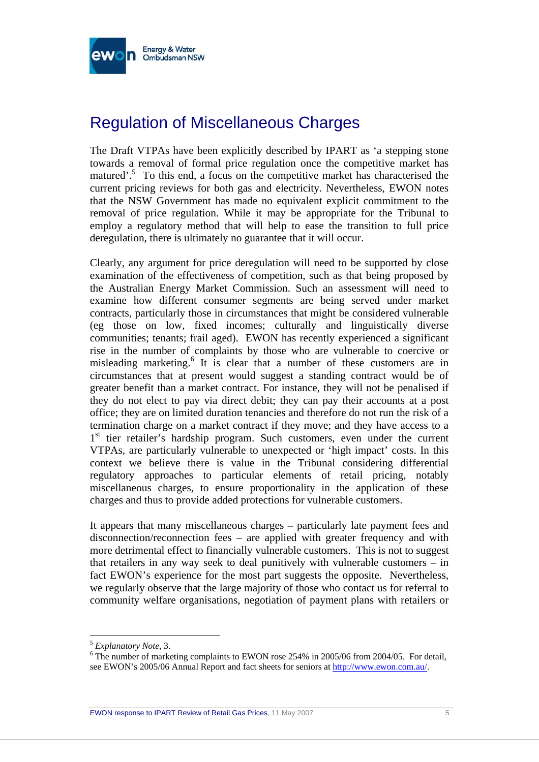# Regulation of Miscellaneous Charges

The Draft VTPAs have been explicitly described by IPART as 'a stepping stone towards a removal of formal price regulation once the competitive market has matured'.[5] To this end, a focus on the competitive market has characterised the current pricing reviews for both gas and electricity. Nevertheless, EWON notes that the NSW Government has made no equivalent explicit commitment to the removal of price regulation. While it may be appropriate for the Tribunal to employ a regulatory method that will help to ease the transition to full price deregulation, there is ultimately no guarantee that it will occur.

Clearly, any argument for price deregulation will need to be supported by close examination of the effectiveness of competition, such as that being proposed by the Australian Energy Market Commission. Such an assessment will need to examine how different consumer segments are being served under market contracts, particularly those in circumstances that might be considered vulnerable (eg those on low, fixed incomes; culturally and linguistically diverse communities; tenants; frail aged). EWON has recently experienced a significant rise in the number of complaints by those who are vulnerable to coercive or misleading marketing.[6] It is clear that a number of these customers are in circumstances that at present would suggest a standing contract would be of greater benefit than a market contract. For instance, they will not be penalised if they do not elect to pay via direct debit; they can pay their accounts at a post office; they are on limited duration tenancies and therefore do not run the risk of a termination charge on a market contract if they move; and they have access to a 1st tier retailer's hardship program. Such customers, even under the current VTPAs, are particularly vulnerable to unexpected or 'high impact' costs. In this context we believe there is value in the Tribunal considering differential regulatory approaches to particular elements of retail pricing, notably miscellaneous charges, to ensure proportionality in the application of these charges and thus to provide added protections for vulnerable customers.

It appears that many miscellaneous charges – particularly late payment fees and disconnection/reconnection fees – are applied with greater frequency and with more detrimental effect to financially vulnerable customers. This is not to suggest that retailers in any way seek to deal punitively with vulnerable customers – in fact EWON's experience for the most part suggests the opposite. Nevertheless, we regularly observe that the large majority of those who contact us for referral to community welfare organisations, negotiation of payment plans with retailers or

---

[5] *Explanatory Note*, 3.

[6] The number of marketing complaints to EWON rose 254% in 2005/06 from 2004/05. For detail, see EWON's 2005/06 Annual Report and fact sheets for seniors at http://www.ewon.com.au/.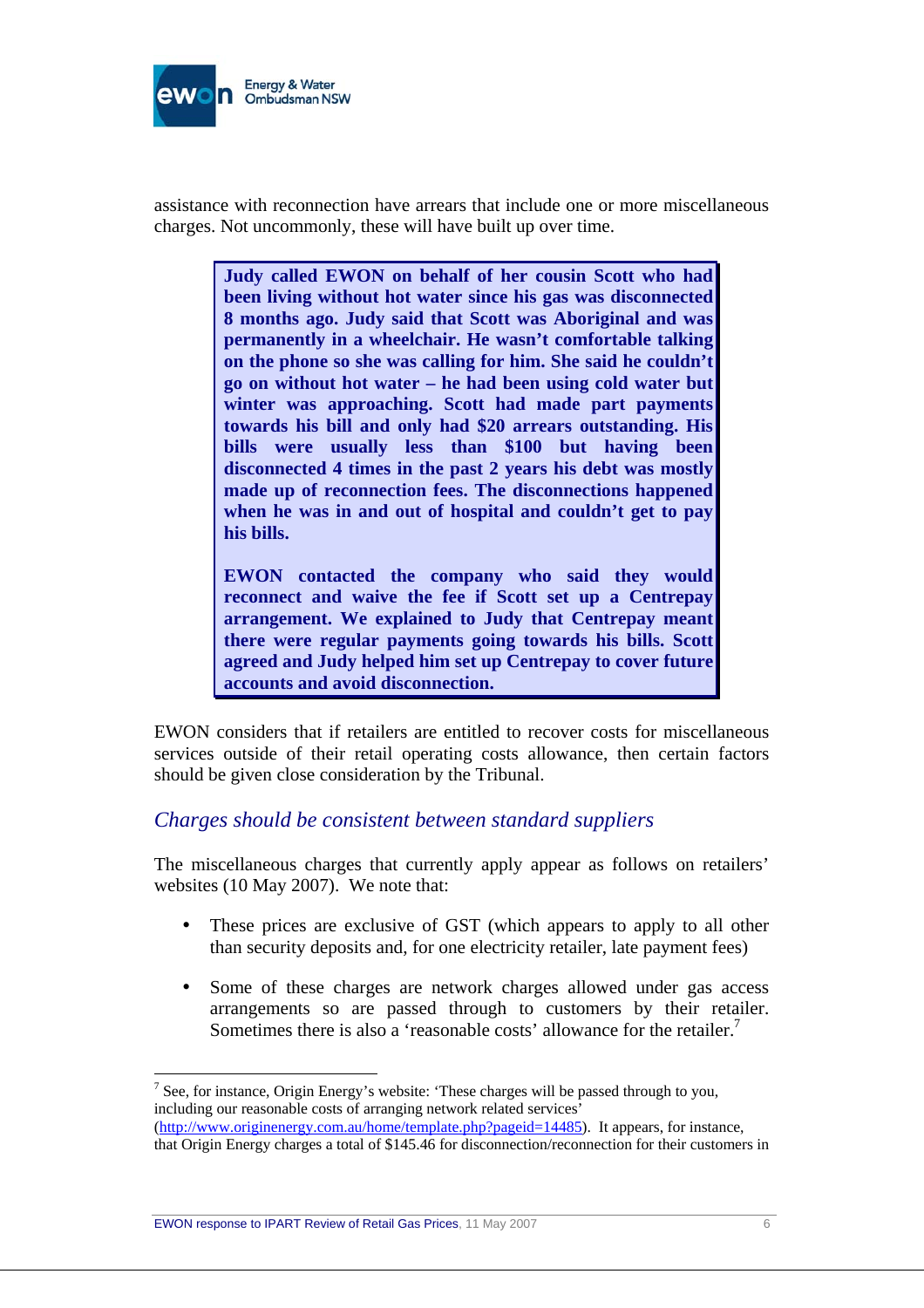assistance with reconnection have arrears that include one or more miscellaneous charges. Not uncommonly, these will have built up over time.

> **Judy called EWON on behalf of her cousin Scott who had been living without hot water since his gas was disconnected 8 months ago. Judy said that Scott was Aboriginal and was permanently in a wheelchair. He wasn't comfortable talking on the phone so she was calling for him. She said he couldn't go on without hot water – he had been using cold water but winter was approaching. Scott had made part payments towards his bill and only had $20 arrears outstanding. His bills were usually less than $100 but having been disconnected 4 times in the past 2 years his debt was mostly made up of reconnection fees. The disconnections happened when he was in and out of hospital and couldn't get to pay his bills.**
>
> **EWON contacted the company who said they would reconnect and waive the fee if Scott set up a Centrepay arrangement. We explained to Judy that Centrepay meant there were regular payments going towards his bills. Scott agreed and Judy helped him set up Centrepay to cover future accounts and avoid disconnection.**

EWON considers that if retailers are entitled to recover costs for miscellaneous services outside of their retail operating costs allowance, then certain factors should be given close consideration by the Tribunal.

## *Charges should be consistent between standard suppliers*

The miscellaneous charges that currently apply appear as follows on retailers' websites (10 May 2007). We note that:

- These prices are exclusive of GST (which appears to apply to all other than security deposits and, for one electricity retailer, late payment fees)
- Some of these charges are network charges allowed under gas access arrangements so are passed through to customers by their retailer. Sometimes there is also a 'reasonable costs' allowance for the retailer.[7]

---

[7] See, for instance, Origin Energy's website: 'These charges will be passed through to you, including our reasonable costs of arranging network related services' (http://www.originenergy.com.au/home/template.php?pageid=14485). It appears, for instance, that Origin Energy charges a total of $145.46 for disconnection/reconnection for their customers in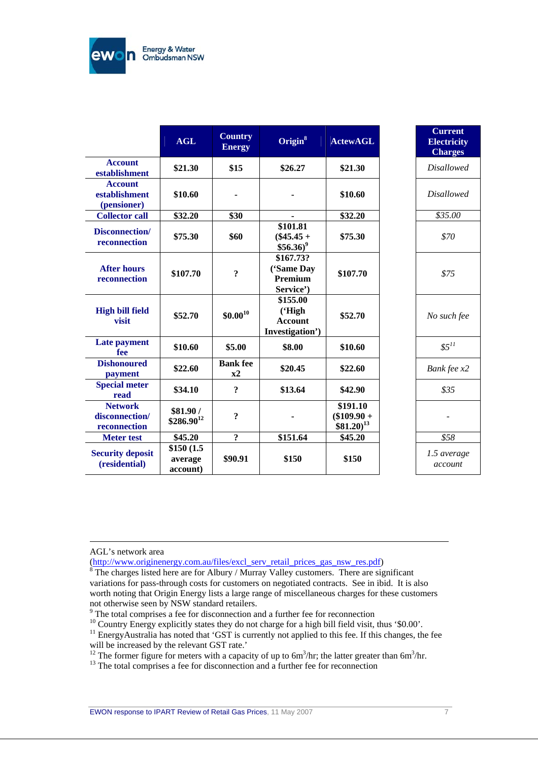| | AGL | Country Energy | Origin[8] | ActewAGL | Current Electricity Charges |
|---|---|---|---|---|---|
| **Account establishment** | **$21.30** | **$15** | **$26.27** | **$21.30** | *Disallowed* |
| **Account establishment (pensioner)** | **$10.60** | **-** | **-** | **$10.60** | *Disallowed* |
| **Collector call** | **$32.20** | **$30** | **-** | **$32.20** | *$35.00* |
| **Disconnection/ reconnection** | **$75.30** | **$60** | **$101.81 ($45.45 + $56.36)[9]** | **$75.30** | *$70* |
| **After hours reconnection** | **$107.70** | **?** | **$167.73? ('Same Day Premium Service')** | **$107.70** | *$75* |
| **High bill field visit** | **$52.70** | **$0.00[10]** | **$155.00 ('High Account Investigation')** | **$52.70** | *No such fee* |
| **Late payment fee** | **$10.60** | **$5.00** | **$8.00** | **$10.60** | *$5[11]* |
| **Dishonoured payment** | **$22.60** | **Bank fee x2** | **$20.45** | **$22.60** | *Bank fee x2* |
| **Special meter read** | **$34.10** | **?** | **$13.64** | **$42.90** | *$35* |
| **Network disconnection/ reconnection** | **$81.90 / $286.90[12]** | **?** | **-** | **$191.10 ($109.90 + $81.20)[13]** | *-* |
| **Meter test** | **$45.20** | **?** | **$151.64** | **$45.20** | *$58* |
| **Security deposit (residential)** | **$150 (1.5 average account)** | **$90.91** | **$150** | **$150** | *1.5 average account* |

---

AGL's network area (http://www.originenergy.com.au/files/excl_serv_retail_prices_gas_nsw_res.pdf)

[8] The charges listed here are for Albury / Murray Valley customers. There are significant variations for pass-through costs for customers on negotiated contracts. See in ibid. It is also worth noting that Origin Energy lists a large range of miscellaneous charges for these customers not otherwise seen by NSW standard retailers.

[9] The total comprises a fee for disconnection and a further fee for reconnection

[10] Country Energy explicitly states they do not charge for a high bill field visit, thus '$0.00'.

[11] EnergyAustralia has noted that 'GST is currently not applied to this fee. If this changes, the fee will be increased by the relevant GST rate.'

[12] The former figure for meters with a capacity of up to $6m^3$/hr; the latter greater than $6m^3$/hr.

[13] The total comprises a fee for disconnection and a further fee for reconnection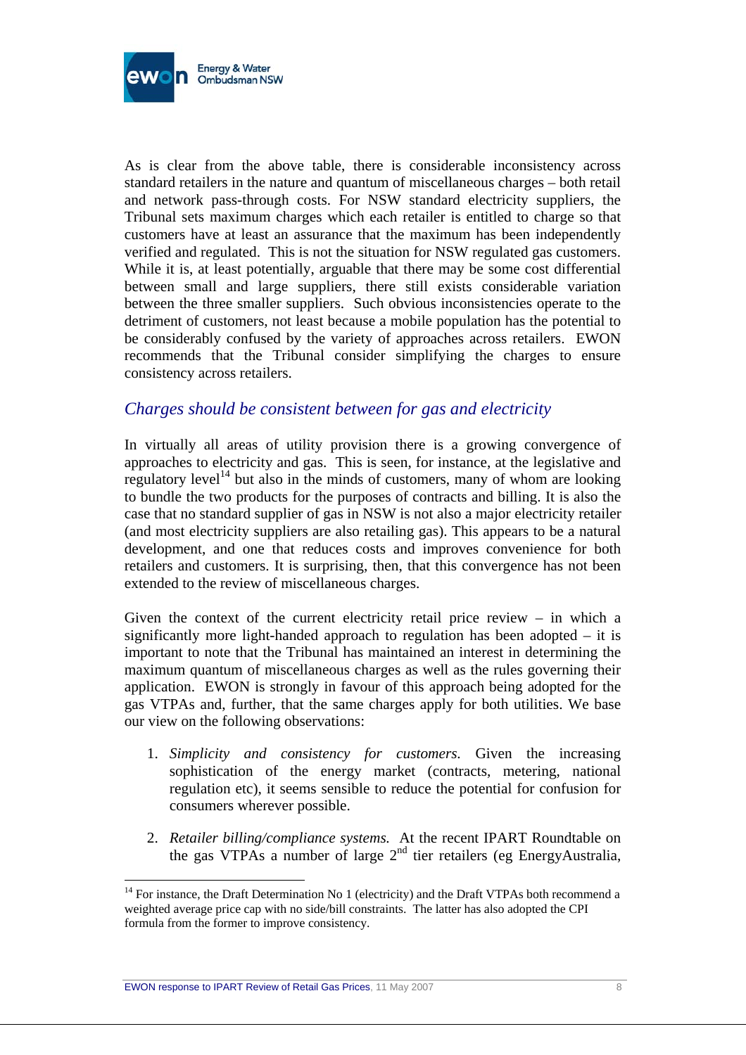As is clear from the above table, there is considerable inconsistency across standard retailers in the nature and quantum of miscellaneous charges – both retail and network pass-through costs. For NSW standard electricity suppliers, the Tribunal sets maximum charges which each retailer is entitled to charge so that customers have at least an assurance that the maximum has been independently verified and regulated. This is not the situation for NSW regulated gas customers. While it is, at least potentially, arguable that there may be some cost differential between small and large suppliers, there still exists considerable variation between the three smaller suppliers. Such obvious inconsistencies operate to the detriment of customers, not least because a mobile population has the potential to be considerably confused by the variety of approaches across retailers. EWON recommends that the Tribunal consider simplifying the charges to ensure consistency across retailers.

## *Charges should be consistent between for gas and electricity*

In virtually all areas of utility provision there is a growing convergence of approaches to electricity and gas. This is seen, for instance, at the legislative and regulatory level[14] but also in the minds of customers, many of whom are looking to bundle the two products for the purposes of contracts and billing. It is also the case that no standard supplier of gas in NSW is not also a major electricity retailer (and most electricity suppliers are also retailing gas). This appears to be a natural development, and one that reduces costs and improves convenience for both retailers and customers. It is surprising, then, that this convergence has not been extended to the review of miscellaneous charges.

Given the context of the current electricity retail price review – in which a significantly more light-handed approach to regulation has been adopted – it is important to note that the Tribunal has maintained an interest in determining the maximum quantum of miscellaneous charges as well as the rules governing their application. EWON is strongly in favour of this approach being adopted for the gas VTPAs and, further, that the same charges apply for both utilities. We base our view on the following observations:

1. *Simplicity and consistency for customers.* Given the increasing sophistication of the energy market (contracts, metering, national regulation etc), it seems sensible to reduce the potential for confusion for consumers wherever possible.

2. *Retailer billing/compliance systems.* At the recent IPART Roundtable on the gas VTPAs a number of large 2nd tier retailers (eg EnergyAustralia,

---

[14] For instance, the Draft Determination No 1 (electricity) and the Draft VTPAs both recommend a weighted average price cap with no side/bill constraints. The latter has also adopted the CPI formula from the former to improve consistency.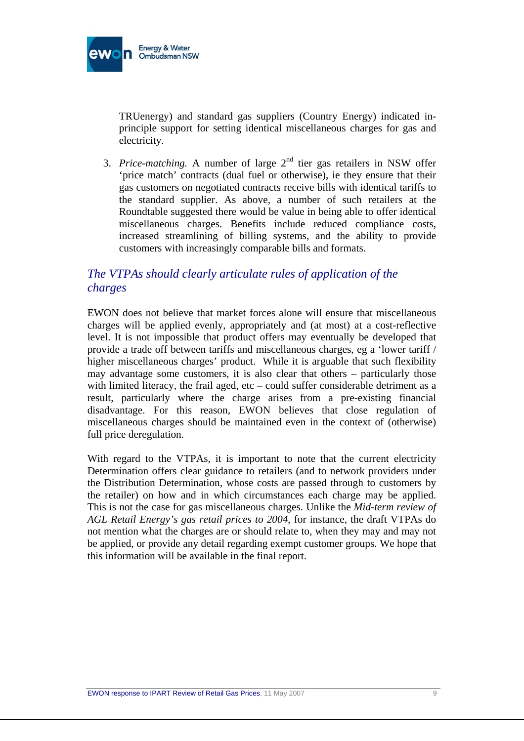TRUenergy) and standard gas suppliers (Country Energy) indicated in-principle support for setting identical miscellaneous charges for gas and electricity.

3. *Price-matching.* A number of large 2nd tier gas retailers in NSW offer 'price match' contracts (dual fuel or otherwise), ie they ensure that their gas customers on negotiated contracts receive bills with identical tariffs to the standard supplier. As above, a number of such retailers at the Roundtable suggested there would be value in being able to offer identical miscellaneous charges. Benefits include reduced compliance costs, increased streamlining of billing systems, and the ability to provide customers with increasingly comparable bills and formats.

## *The VTPAs should clearly articulate rules of application of the charges*

EWON does not believe that market forces alone will ensure that miscellaneous charges will be applied evenly, appropriately and (at most) at a cost-reflective level. It is not impossible that product offers may eventually be developed that provide a trade off between tariffs and miscellaneous charges, eg a 'lower tariff / higher miscellaneous charges' product. While it is arguable that such flexibility may advantage some customers, it is also clear that others – particularly those with limited literacy, the frail aged, etc – could suffer considerable detriment as a result, particularly where the charge arises from a pre-existing financial disadvantage. For this reason, EWON believes that close regulation of miscellaneous charges should be maintained even in the context of (otherwise) full price deregulation.

With regard to the VTPAs, it is important to note that the current electricity Determination offers clear guidance to retailers (and to network providers under the Distribution Determination, whose costs are passed through to customers by the retailer) on how and in which circumstances each charge may be applied. This is not the case for gas miscellaneous charges. Unlike the *Mid-term review of AGL Retail Energy's gas retail prices to 2004*, for instance, the draft VTPAs do not mention what the charges are or should relate to, when they may and may not be applied, or provide any detail regarding exempt customer groups. We hope that this information will be available in the final report.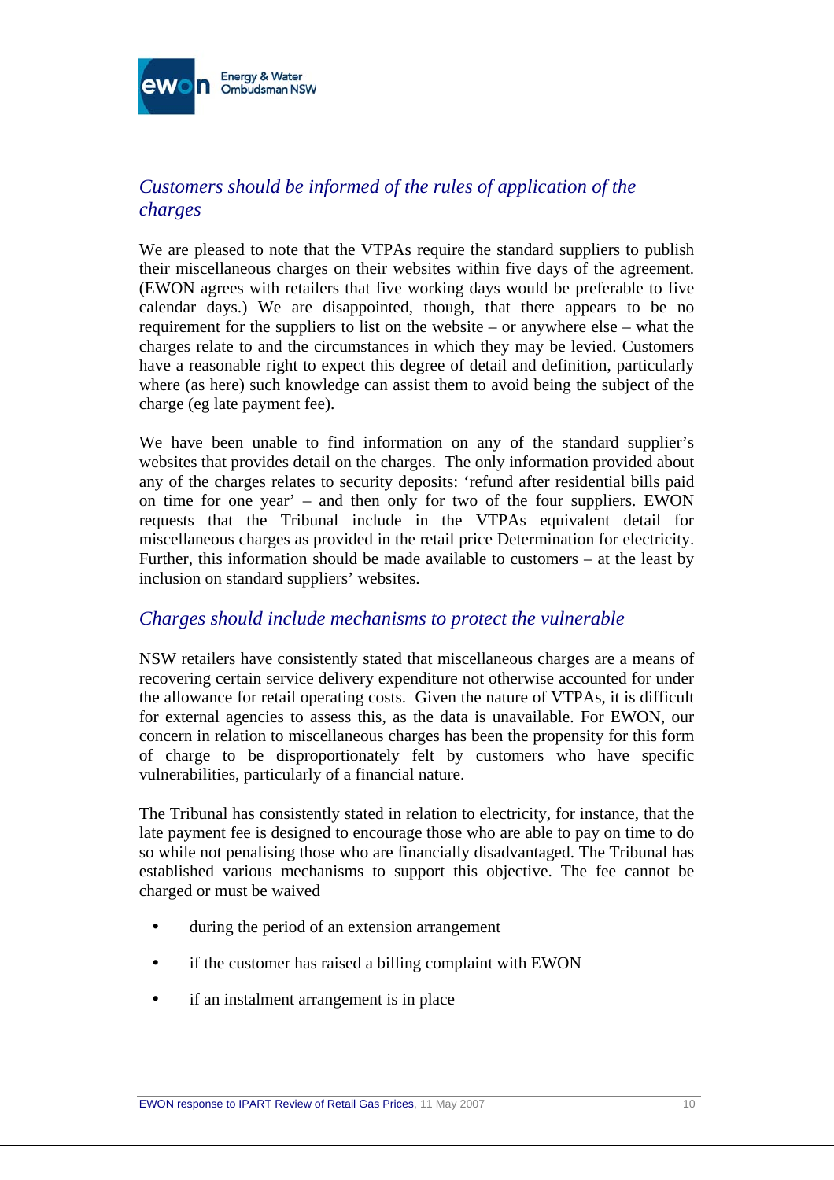## *Customers should be informed of the rules of application of the charges*

We are pleased to note that the VTPAs require the standard suppliers to publish their miscellaneous charges on their websites within five days of the agreement. (EWON agrees with retailers that five working days would be preferable to five calendar days.) We are disappointed, though, that there appears to be no requirement for the suppliers to list on the website – or anywhere else – what the charges relate to and the circumstances in which they may be levied. Customers have a reasonable right to expect this degree of detail and definition, particularly where (as here) such knowledge can assist them to avoid being the subject of the charge (eg late payment fee).

We have been unable to find information on any of the standard supplier's websites that provides detail on the charges. The only information provided about any of the charges relates to security deposits: 'refund after residential bills paid on time for one year' – and then only for two of the four suppliers. EWON requests that the Tribunal include in the VTPAs equivalent detail for miscellaneous charges as provided in the retail price Determination for electricity. Further, this information should be made available to customers – at the least by inclusion on standard suppliers' websites.

## *Charges should include mechanisms to protect the vulnerable*

NSW retailers have consistently stated that miscellaneous charges are a means of recovering certain service delivery expenditure not otherwise accounted for under the allowance for retail operating costs. Given the nature of VTPAs, it is difficult for external agencies to assess this, as the data is unavailable. For EWON, our concern in relation to miscellaneous charges has been the propensity for this form of charge to be disproportionately felt by customers who have specific vulnerabilities, particularly of a financial nature.

The Tribunal has consistently stated in relation to electricity, for instance, that the late payment fee is designed to encourage those who are able to pay on time to do so while not penalising those who are financially disadvantaged. The Tribunal has established various mechanisms to support this objective. The fee cannot be charged or must be waived

- during the period of an extension arrangement
- if the customer has raised a billing complaint with EWON
- if an instalment arrangement is in place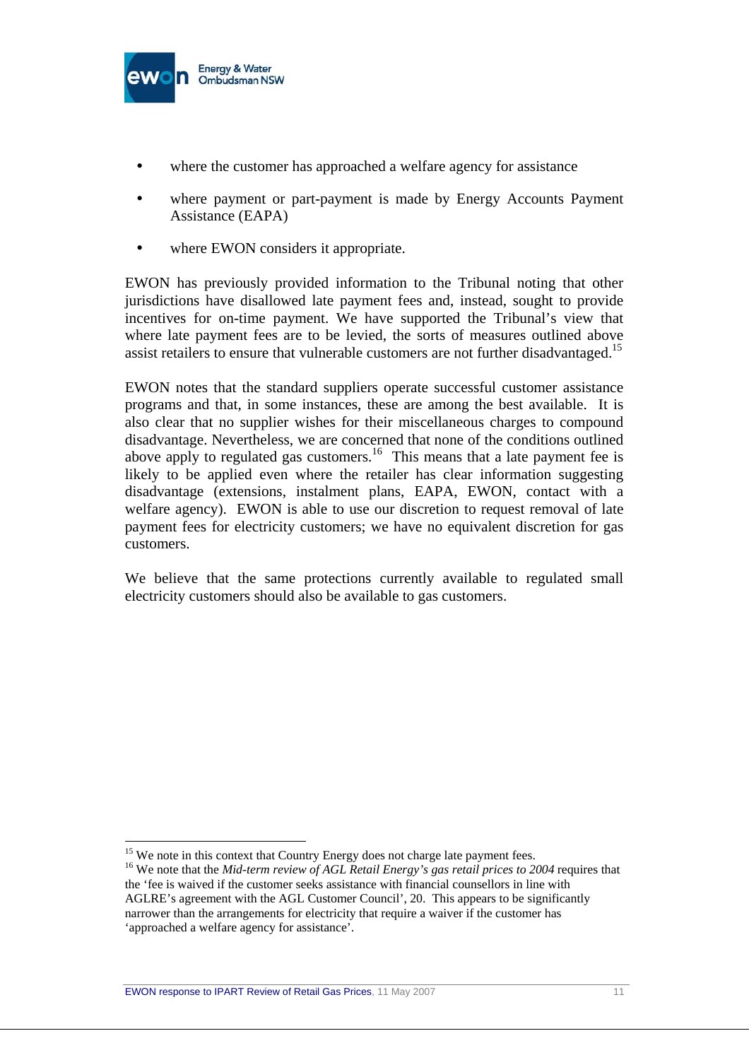- where the customer has approached a welfare agency for assistance
- where payment or part-payment is made by Energy Accounts Payment Assistance (EAPA)
- where EWON considers it appropriate.

EWON has previously provided information to the Tribunal noting that other jurisdictions have disallowed late payment fees and, instead, sought to provide incentives for on-time payment. We have supported the Tribunal's view that where late payment fees are to be levied, the sorts of measures outlined above assist retailers to ensure that vulnerable customers are not further disadvantaged.[15]

EWON notes that the standard suppliers operate successful customer assistance programs and that, in some instances, these are among the best available. It is also clear that no supplier wishes for their miscellaneous charges to compound disadvantage. Nevertheless, we are concerned that none of the conditions outlined above apply to regulated gas customers.[16] This means that a late payment fee is likely to be applied even where the retailer has clear information suggesting disadvantage (extensions, instalment plans, EAPA, EWON, contact with a welfare agency). EWON is able to use our discretion to request removal of late payment fees for electricity customers; we have no equivalent discretion for gas customers.

We believe that the same protections currently available to regulated small electricity customers should also be available to gas customers.

---

[15] We note in this context that Country Energy does not charge late payment fees.

[16] We note that the *Mid-term review of AGL Retail Energy's gas retail prices to 2004* requires that the 'fee is waived if the customer seeks assistance with financial counsellors in line with AGLRE's agreement with the AGL Customer Council', 20. This appears to be significantly narrower than the arrangements for electricity that require a waiver if the customer has 'approached a welfare agency for assistance'.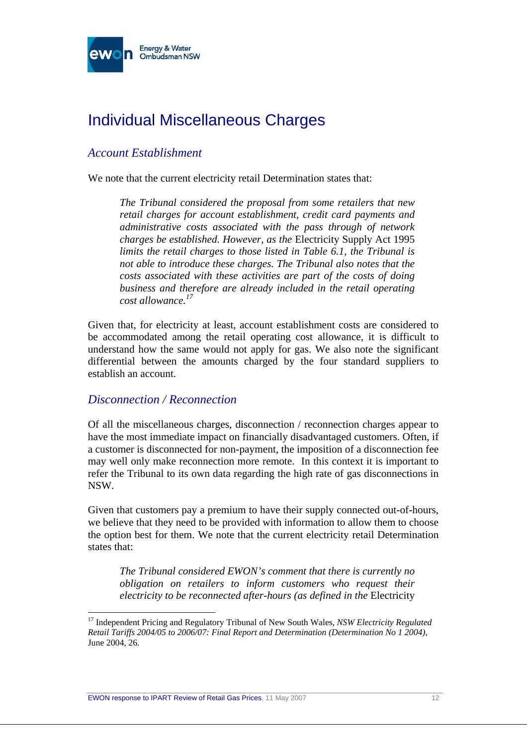# Individual Miscellaneous Charges

## *Account Establishment*

We note that the current electricity retail Determination states that:

> *The Tribunal considered the proposal from some retailers that new retail charges for account establishment, credit card payments and administrative costs associated with the pass through of network charges be established. However, as the* Electricity Supply Act 1995 *limits the retail charges to those listed in Table 6.1, the Tribunal is not able to introduce these charges. The Tribunal also notes that the costs associated with these activities are part of the costs of doing business and therefore are already included in the retail operating cost allowance.*[17]

Given that, for electricity at least, account establishment costs are considered to be accommodated among the retail operating cost allowance, it is difficult to understand how the same would not apply for gas. We also note the significant differential between the amounts charged by the four standard suppliers to establish an account.

## *Disconnection / Reconnection*

Of all the miscellaneous charges, disconnection / reconnection charges appear to have the most immediate impact on financially disadvantaged customers. Often, if a customer is disconnected for non-payment, the imposition of a disconnection fee may well only make reconnection more remote. In this context it is important to refer the Tribunal to its own data regarding the high rate of gas disconnections in NSW.

Given that customers pay a premium to have their supply connected out-of-hours, we believe that they need to be provided with information to allow them to choose the option best for them. We note that the current electricity retail Determination states that:

> *The Tribunal considered EWON's comment that there is currently no obligation on retailers to inform customers who request their electricity to be reconnected after-hours (as defined in the* Electricity

---

[17] Independent Pricing and Regulatory Tribunal of New South Wales, *NSW Electricity Regulated Retail Tariffs 2004/05 to 2006/07: Final Report and Determination (Determination No 1 2004)*, June 2004, 26.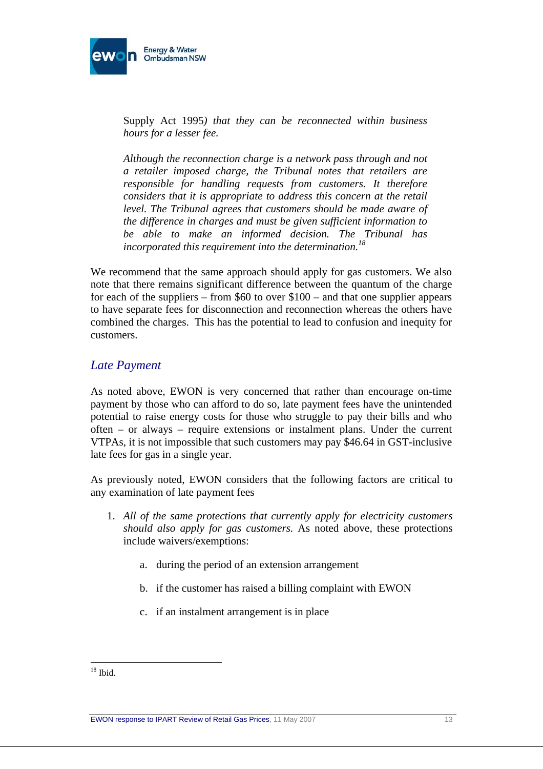Supply Act 1995*) that they can be reconnected within business hours for a lesser fee.*

*Although the reconnection charge is a network pass through and not a retailer imposed charge, the Tribunal notes that retailers are responsible for handling requests from customers. It therefore considers that it is appropriate to address this concern at the retail level. The Tribunal agrees that customers should be made aware of the difference in charges and must be given sufficient information to be able to make an informed decision. The Tribunal has incorporated this requirement into the determination.*[18]

We recommend that the same approach should apply for gas customers. We also note that there remains significant difference between the quantum of the charge for each of the suppliers – from $60 to over $100 – and that one supplier appears to have separate fees for disconnection and reconnection whereas the others have combined the charges. This has the potential to lead to confusion and inequity for customers.

## *Late Payment*

As noted above, EWON is very concerned that rather than encourage on-time payment by those who can afford to do so, late payment fees have the unintended potential to raise energy costs for those who struggle to pay their bills and who often – or always – require extensions or instalment plans. Under the current VTPAs, it is not impossible that such customers may pay $46.64 in GST-inclusive late fees for gas in a single year.

As previously noted, EWON considers that the following factors are critical to any examination of late payment fees

1. *All of the same protections that currently apply for electricity customers should also apply for gas customers.* As noted above, these protections include waivers/exemptions:

    a. during the period of an extension arrangement

    b. if the customer has raised a billing complaint with EWON

    c. if an instalment arrangement is in place

---

[18] Ibid.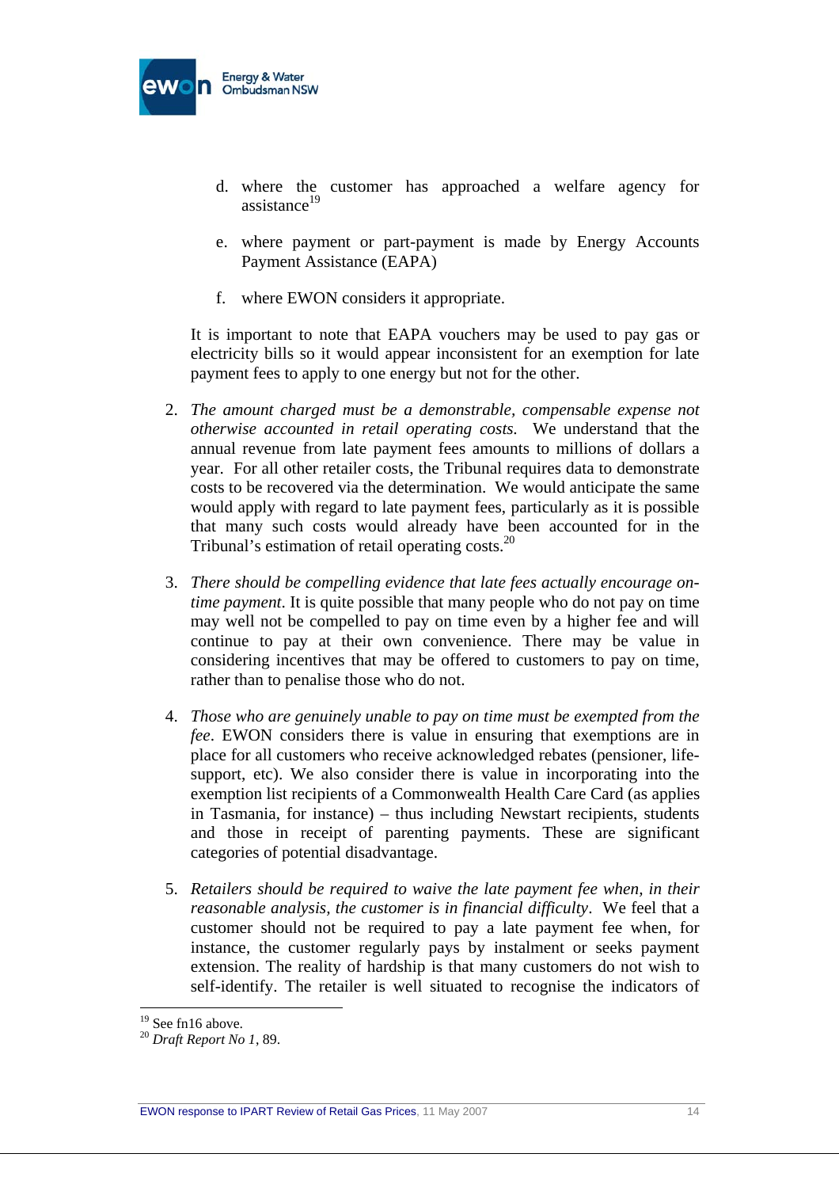d. where the customer has approached a welfare agency for assistance[19]

e. where payment or part-payment is made by Energy Accounts Payment Assistance (EAPA)

f. where EWON considers it appropriate.

It is important to note that EAPA vouchers may be used to pay gas or electricity bills so it would appear inconsistent for an exemption for late payment fees to apply to one energy but not for the other.

2. *The amount charged must be a demonstrable, compensable expense not otherwise accounted in retail operating costs.* We understand that the annual revenue from late payment fees amounts to millions of dollars a year. For all other retailer costs, the Tribunal requires data to demonstrate costs to be recovered via the determination. We would anticipate the same would apply with regard to late payment fees, particularly as it is possible that many such costs would already have been accounted for in the Tribunal's estimation of retail operating costs.[20]

3. *There should be compelling evidence that late fees actually encourage on-time payment*. It is quite possible that many people who do not pay on time may well not be compelled to pay on time even by a higher fee and will continue to pay at their own convenience. There may be value in considering incentives that may be offered to customers to pay on time, rather than to penalise those who do not.

4. *Those who are genuinely unable to pay on time must be exempted from the fee*. EWON considers there is value in ensuring that exemptions are in place for all customers who receive acknowledged rebates (pensioner, life-support, etc). We also consider there is value in incorporating into the exemption list recipients of a Commonwealth Health Care Card (as applies in Tasmania, for instance) – thus including Newstart recipients, students and those in receipt of parenting payments. These are significant categories of potential disadvantage.

5. *Retailers should be required to waive the late payment fee when, in their reasonable analysis, the customer is in financial difficulty*. We feel that a customer should not be required to pay a late payment fee when, for instance, the customer regularly pays by instalment or seeks payment extension. The reality of hardship is that many customers do not wish to self-identify. The retailer is well situated to recognise the indicators of

---

[19] See fn16 above.

[20] *Draft Report No 1*, 89.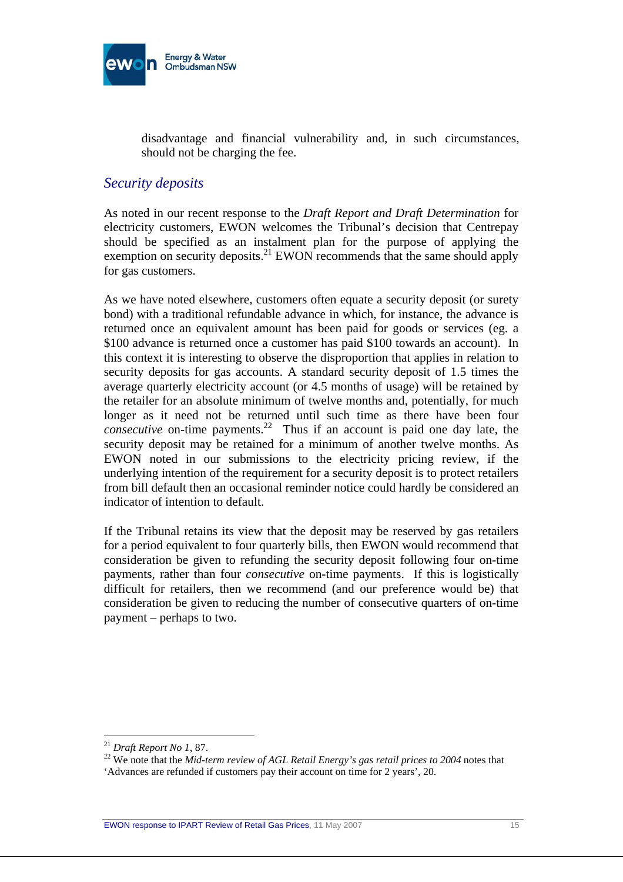disadvantage and financial vulnerability and, in such circumstances, should not be charging the fee.

## *Security deposits*

As noted in our recent response to the *Draft Report and Draft Determination* for electricity customers, EWON welcomes the Tribunal's decision that Centrepay should be specified as an instalment plan for the purpose of applying the exemption on security deposits.[21] EWON recommends that the same should apply for gas customers.

As we have noted elsewhere, customers often equate a security deposit (or surety bond) with a traditional refundable advance in which, for instance, the advance is returned once an equivalent amount has been paid for goods or services (eg. a $100 advance is returned once a customer has paid $100 towards an account). In this context it is interesting to observe the disproportion that applies in relation to security deposits for gas accounts. A standard security deposit of 1.5 times the average quarterly electricity account (or 4.5 months of usage) will be retained by the retailer for an absolute minimum of twelve months and, potentially, for much longer as it need not be returned until such time as there have been four *consecutive* on-time payments.[22] Thus if an account is paid one day late, the security deposit may be retained for a minimum of another twelve months. As EWON noted in our submissions to the electricity pricing review, if the underlying intention of the requirement for a security deposit is to protect retailers from bill default then an occasional reminder notice could hardly be considered an indicator of intention to default.

If the Tribunal retains its view that the deposit may be reserved by gas retailers for a period equivalent to four quarterly bills, then EWON would recommend that consideration be given to refunding the security deposit following four on-time payments, rather than four *consecutive* on-time payments. If this is logistically difficult for retailers, then we recommend (and our preference would be) that consideration be given to reducing the number of consecutive quarters of on-time payment – perhaps to two.

---

[21] *Draft Report No 1*, 87.

[22] We note that the *Mid-term review of AGL Retail Energy's gas retail prices to 2004* notes that 'Advances are refunded if customers pay their account on time for 2 years', 20.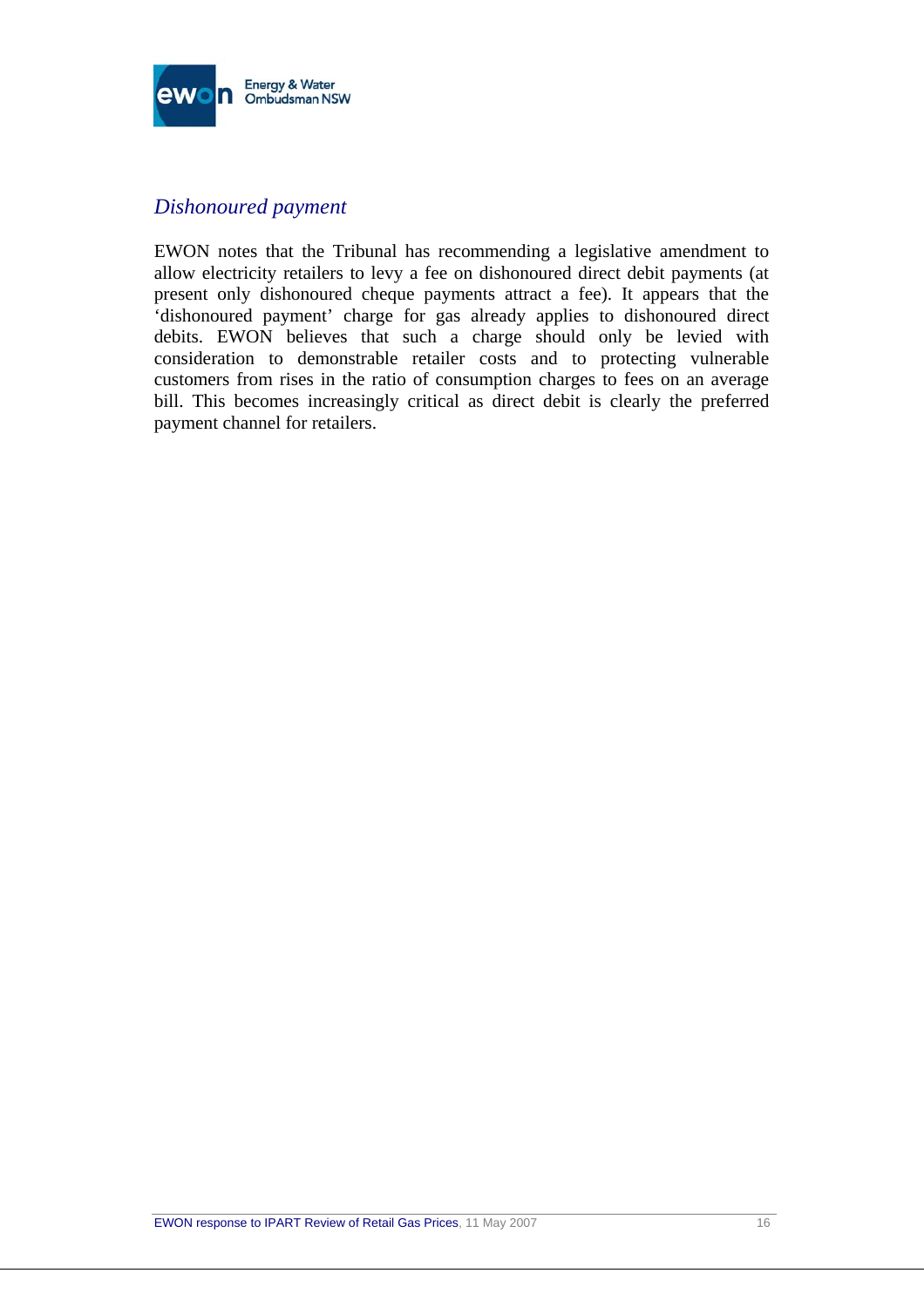### *Dishonoured payment*

EWON notes that the Tribunal has recommending a legislative amendment to allow electricity retailers to levy a fee on dishonoured direct debit payments (at present only dishonoured cheque payments attract a fee). It appears that the 'dishonoured payment' charge for gas already applies to dishonoured direct debits. EWON believes that such a charge should only be levied with consideration to demonstrable retailer costs and to protecting vulnerable customers from rises in the ratio of consumption charges to fees on an average bill. This becomes increasingly critical as direct debit is clearly the preferred payment channel for retailers.